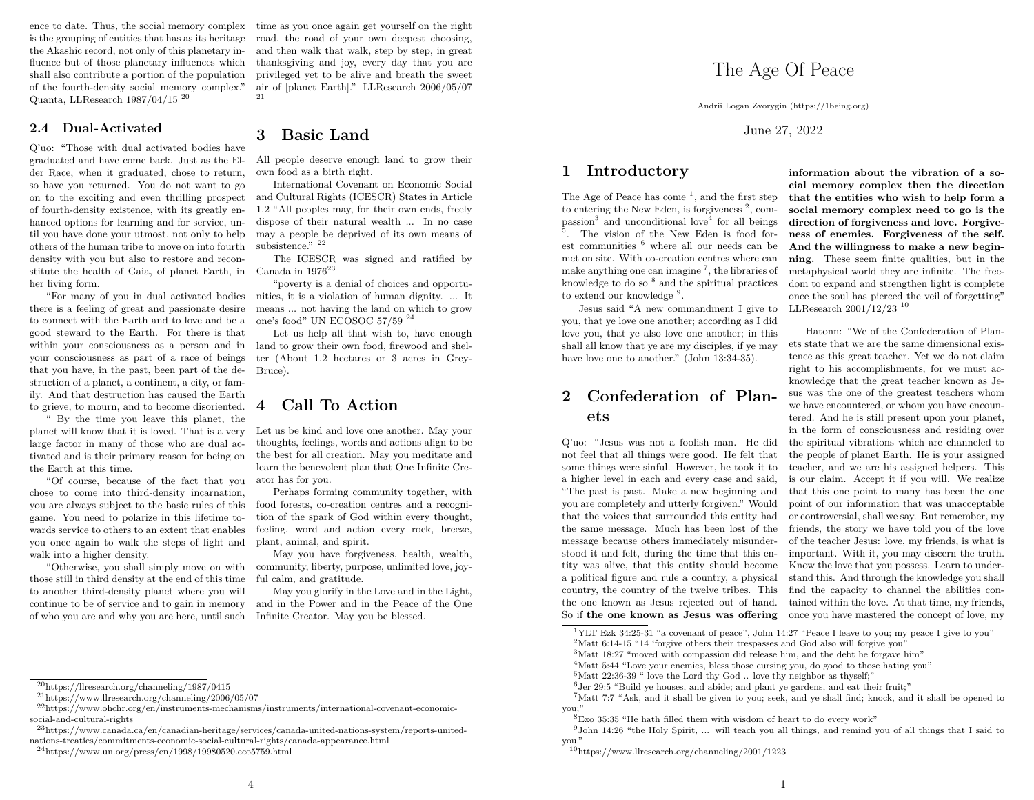ence to date. Thus, the social memory complex is the grouping of entities that has as its heritage the Akashic record, not only of this planetary influence but of those planetary influences which shall also contribute a portion of the population of the fourth-density social memory complex." Quanta, LLResearch 1987/04/15 [20]

### 2.4 Dual-Activated

Q'uo: "Those with dual activated bodies have graduated and have come back. Just as the Elder Race, when it graduated, chose to return, so have you returned. You do not want to go on to the exciting and even thrilling prospect of fourth-density existence, with its greatly enhanced options for learning and for service, until you have done your utmost, not only to help others of the human tribe to move on into fourth density with you but also to restore and reconstitute the health of Gaia, of planet Earth, in her living form.

"For many of you in dual activated bodies there is a feeling of great and passionate desire to connect with the Earth and to love and be a good steward to the Earth. For there is that within your consciousness as a person and in your consciousness as part of a race of beings that you have, in the past, been part of the destruction of a planet, a continent, a city, or family. And that destruction has caused the Earth to grieve, to mourn, and to become disoriented.

" By the time you leave this planet, the planet will know that it is loved. That is a very large factor in many of those who are dual activated and is their primary reason for being on the Earth at this time.

"Of course, because of the fact that you chose to come into third-density incarnation, you are always subject to the basic rules of this game. You need to polarize in this lifetime towards service to others to an extent that enables you once again to walk the steps of light and walk into a higher density.

"Otherwise, you shall simply move on with those still in third density at the end of this time to another third-density planet where you will continue to be of service and to gain in memory of who you are and why you are here, until such time as you once again get yourself on the right road, the road of your own deepest choosing, and then walk that walk, step by step, in great thanksgiving and joy, every day that you are privileged yet to be alive and breath the sweet air of [planet Earth]." LLResearch 2006/05/07 [21]

## 3 Basic Land

All people deserve enough land to grow their own food as a birth right.

International Covenant on Economic Social and Cultural Rights (ICESCR) States in Article 1.2 "All peoples may, for their own ends, freely dispose of their natural wealth ... In no case may a people be deprived of its own means of subsistence." [22]

The ICESCR was signed and ratified by Canada in 1976[23]

"poverty is a denial of choices and opportunities, it is a violation of human dignity. ... It means ... not having the land on which to grow one's food" UN ECOSOC 57/59 [24]

Let us help all that wish to, have enough land to grow their own food, firewood and shelter (About 1.2 hectares or 3 acres in Grey-Bruce).

## 4 Call To Action

Let us be kind and love one another. May your thoughts, feelings, words and actions align to be the best for all creation. May you meditate and learn the benevolent plan that One Infinite Creator has for you.

Perhaps forming community together, with food forests, co-creation centres and a recognition of the spark of God within every thought, feeling, word and action every rock, breeze, plant, animal, and spirit.

May you have forgiveness, health, wealth, community, liberty, purpose, unlimited love, joyful calm, and gratitude.

May you glorify in the Love and in the Light, and in the Power and in the Peace of the One Infinite Creator. May you be blessed.

[20] https://llresearch.org/channeling/1987/0415

[21] https://www.llresearch.org/channeling/2006/05/07

[22] https://www.ohchr.org/en/instruments-mechanisms/instruments/international-covenant-economic-social-and-cultural-rights

[23] https://www.canada.ca/en/canadian-heritage/services/canada-united-nations-system/reports-united-nations-treaties/commitments-economic-social-cultural-rights/canada-appearance.html

[24] https://www.un.org/press/en/1998/19980520.eco5759.html

# The Age Of Peace

Andrii Logan Zvorygin (https://1being.org)

June 27, 2022

## 1 Introductory

The Age of Peace has come [1], and the first step to entering the New Eden, is forgiveness [2], compassion[3] and unconditional love[4] for all beings [5]. The vision of the New Eden is food forest communities [6] where all our needs can be met on site. With co-creation centres where can make anything one can imagine [7], the libraries of knowledge to do so [8] and the spiritual practices to extend our knowledge [9].

Jesus said "A new commandment I give to you, that ye love one another; according as I did love you, that ye also love one another; in this shall all know that ye are my disciples, if ye may have love one to another." (John 13:34-35).

## 2 Confederation of Planets

Q'uo: "Jesus was not a foolish man. He did not feel that all things were good. He felt that some things were sinful. However, he took it to a higher level in each and every case and said, "The past is past. Make a new beginning and you are completely and utterly forgiven." Would that the voices that surrounded this entity had the same message. Much has been lost of the message because others immediately misunderstood it and felt, during the time that this entity was alive, that this entity should become a political figure and rule a country, a physical country, the country of the twelve tribes. This the one known as Jesus rejected out of hand. So if **the one known as Jesus was offering information about the vibration of a social memory complex then the direction that the entities who wish to help form a social memory complex need to go is the direction of forgiveness and love. Forgiveness of enemies. Forgiveness of the self. And the willingness to make a new beginning.** These seem finite qualities, but in the metaphysical world they are infinite. The freedom to expand and strengthen light is complete once the soul has pierced the veil of forgetting" LLResearch 2001/12/23 [10]

Hatonn: "We of the Confederation of Planets state that we are the same dimensional existence as this great teacher. Yet we do not claim right to his accomplishments, for we must acknowledge that the great teacher known as Jesus was the one of the greatest teachers whom we have encountered, or whom you have encountered. And he is still present upon your planet, in the form of consciousness and residing over the spiritual vibrations which are channeled to the people of planet Earth. He is your assigned teacher, and we are his assigned helpers. This is our claim. Accept it if you will. We realize that this one point to many has been the one point of our information that was unacceptable or controversial, shall we say. But remember, my friends, the story we have told you of the love of the teacher Jesus: love, my friends, is what is important. With it, you may discern the truth. Know the love that you possess. Learn to understand this. And through the knowledge you shall find the capacity to channel the abilities contained within the love. At that time, my friends, once you have mastered the concept of love, my

[1] YLT Ezk 34:25-31 "a covenant of peace", John 14:27 "Peace I leave to you; my peace I give to you"

[2] Matt 6:14-15 "14 'forgive others their trespasses and God also will forgive you"

[3] Matt 18:27 "moved with compassion did release him, and the debt he forgave him"

[4] Matt 5:44 "Love your enemies, bless those cursing you, do good to those hating you"

[5] Matt 22:36-39 " love the Lord thy God .. love thy neighbor as thyself;"

[6] Jer 29:5 "Build ye houses, and abide; and plant ye gardens, and eat their fruit;"

[7] Matt 7:7 "Ask, and it shall be given to you; seek, and ye shall find; knock, and it shall be opened to you;"

[8] Exo 35:35 "He hath filled them with wisdom of heart to do every work"

[9] John 14:26 "the Holy Spirit, ... will teach you all things, and remind you of all things that I said to you."

[10] https://www.llresearch.org/channeling/2001/1223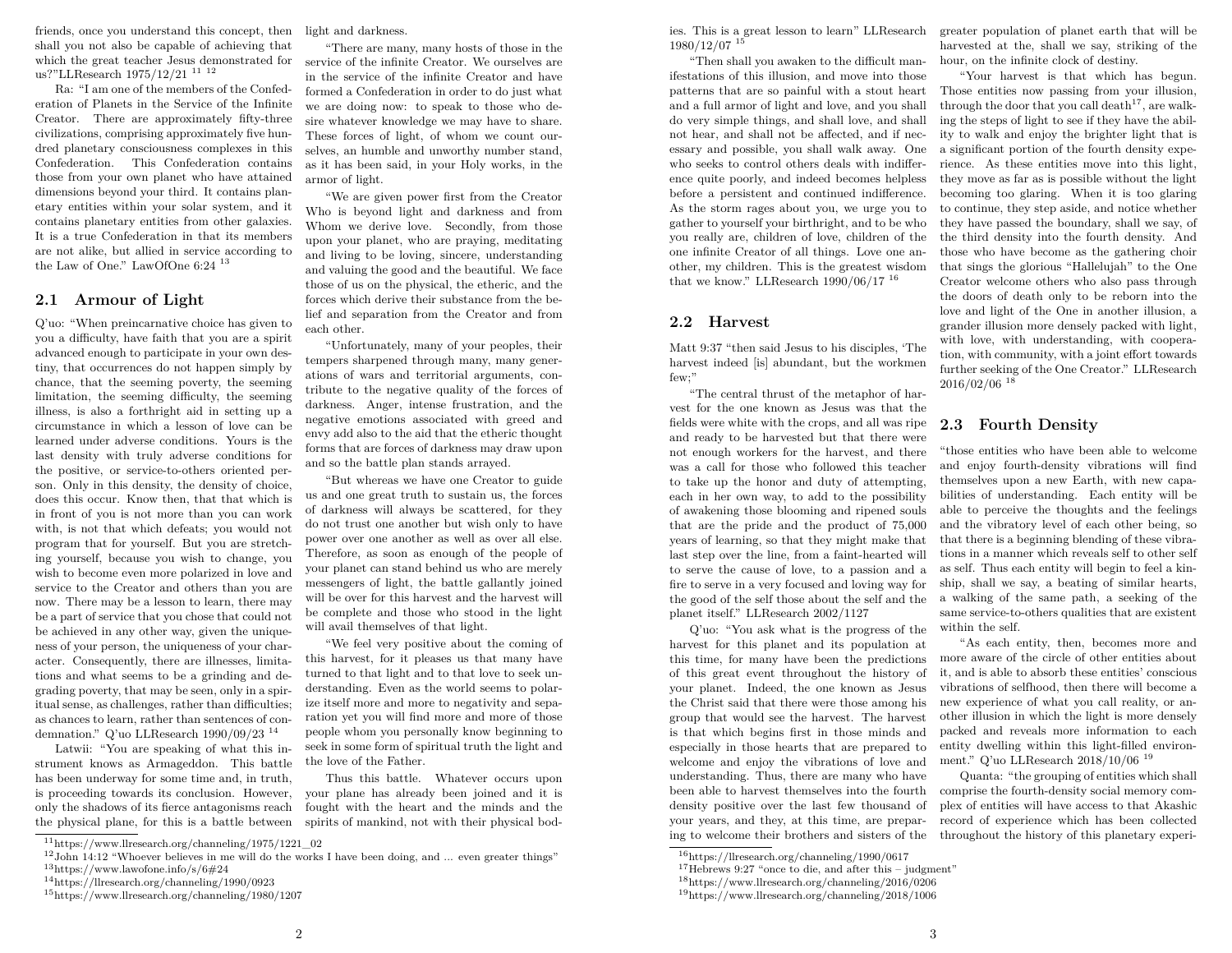friends, once you understand this concept, then shall you not also be capable of achieving that which the great teacher Jesus demonstrated for us?"LLResearch 1975/12/21 [11] [12]

Ra: "I am one of the members of the Confederation of Planets in the Service of the Infinite Creator. There are approximately fifty-three civilizations, comprising approximately five hundred planetary consciousness complexes in this Confederation. This Confederation contains those from your own planet who have attained dimensions beyond your third. It contains planetary entities within your solar system, and it contains planetary entities from other galaxies. It is a true Confederation in that its members are not alike, but allied in service according to the Law of One." LawOfOne 6:24 [13]

## 2.1 Armour of Light

Q'uo: "When preincarnative choice has given to you a difficulty, have faith that you are a spirit advanced enough to participate in your own destiny, that occurrences do not happen simply by chance, that the seeming poverty, the seeming limitation, the seeming difficulty, the seeming illness, is also a forthright aid in setting up a circumstance in which a lesson of love can be learned under adverse conditions. Yours is the last density with truly adverse conditions for the positive, or service-to-others oriented person. Only in this density, the density of choice, does this occur. Know then, that that which is in front of you is not more than you can work with, is not that which defeats; you would not program that for yourself. But you are stretching yourself, because you wish to change, you wish to become even more polarized in love and service to the Creator and others than you are now. There may be a lesson to learn, there may be a part of service that you chose that could not be achieved in any other way, given the uniqueness of your person, the uniqueness of your character. Consequently, there are illnesses, limitations and what seems to be a grinding and degrading poverty, that may be seen, only in a spiritual sense, as challenges, rather than difficulties; as chances to learn, rather than sentences of condemnation." Q'uo LLResearch 1990/09/23 [14]

Latwii: "You are speaking of what this instrument knows as Armageddon. This battle has been underway for some time and, in truth, is proceeding towards its conclusion. However, only the shadows of its fierce antagonisms reach the physical plane, for this is a battle between light and darkness.

"There are many, many hosts of those in the service of the infinite Creator. We ourselves are in the service of the infinite Creator and have formed a Confederation in order to do just what we are doing now: to speak to those who desire whatever knowledge we may have to share. These forces of light, of whom we count ourselves, an humble and unworthy number stand, as it has been said, in your Holy works, in the armor of light.

"We are given power first from the Creator Who is beyond light and darkness and from Whom we derive love. Secondly, from those upon your planet, who are praying, meditating and living to be loving, sincere, understanding and valuing the good and the beautiful. We face those of us on the physical, the etheric, and the forces which derive their substance from the belief and separation from the Creator and from each other.

"Unfortunately, many of your peoples, their tempers sharpened through many, many generations of wars and territorial arguments, contribute to the negative quality of the forces of darkness. Anger, intense frustration, and the negative emotions associated with greed and envy add also to the aid that the etheric thought forms that are forces of darkness may draw upon and so the battle plan stands arrayed.

"But whereas we have one Creator to guide us and one great truth to sustain us, the forces of darkness will always be scattered, for they do not trust one another but wish only to have power over one another as well as over all else. Therefore, as soon as enough of the people of your planet can stand behind us who are merely messengers of light, the battle gallantly joined will be over for this harvest and the harvest will be complete and those who stood in the light will avail themselves of that light.

"We feel very positive about the coming of this harvest, for it pleases us that many have turned to that light and to that love to seek understanding. Even as the world seems to polarize itself more and more to negativity and separation yet you will find more and more of those people whom you personally know beginning to seek in some form of spiritual truth the light and the love of the Father.

Thus this battle. Whatever occurs upon your plane has already been joined and it is fought with the heart and the minds and the spirits of mankind, not with their physical bodies. This is a great lesson to learn" LLResearch 1980/12/07 [15]

"Then shall you awaken to the difficult manifestations of this illusion, and move into those patterns that are so painful with a stout heart and a full armor of light and love, and you shall do very simple things, and shall love, and shall not hear, and shall not be affected, and if necessary and possible, you shall walk away. One who seeks to control others deals with indifference quite poorly, and indeed becomes helpless before a persistent and continued indifference. As the storm rages about you, we urge you to gather to yourself your birthright, and to be who you really are, children of love, children of the one infinite Creator of all things. Love one another, my children. This is the greatest wisdom that we know." LLResearch 1990/06/17 [16]

## 2.2 Harvest

Matt 9:37 "then said Jesus to his disciples, 'The harvest indeed [is] abundant, but the workmen few;"

"The central thrust of the metaphor of harvest for the one known as Jesus was that the fields were white with the crops, and all was ripe and ready to be harvested but that there were not enough workers for the harvest, and there was a call for those who followed this teacher to take up the honor and duty of attempting, each in her own way, to add to the possibility of awakening those blooming and ripened souls that are the pride and the product of 75,000 years of learning, so that they might make that last step over the line, from a faint-hearted will to serve the cause of love, to a passion and a fire to serve in a very focused and loving way for the good of the self those about the self and the planet itself." LLResearch 2002/1127

Q'uo: "You ask what is the progress of the harvest for this planet and its population at this time, for many have been the predictions of this great event throughout the history of your planet. Indeed, the one known as Jesus the Christ said that there were those among his group that would see the harvest. The harvest is that which begins first in those minds and especially in those hearts that are prepared to welcome and enjoy the vibrations of love and understanding. Thus, there are many who have been able to harvest themselves into the fourth density positive over the last few thousand of your years, and they, at this time, are preparing to welcome their brothers and sisters of the greater population of planet earth that will be harvested at the, shall we say, striking of the hour, on the infinite clock of destiny.

"Your harvest is that which has begun. Those entities now passing from your illusion, through the door that you call death[17], are walking the steps of light to see if they have the ability to walk and enjoy the brighter light that is a significant portion of the fourth density experience. As these entities move into this light, they move as far as is possible without the light becoming too glaring. When it is too glaring to continue, they step aside, and notice whether they have passed the boundary, shall we say, of the third density into the fourth density. And those who have become as the gathering choir that sings the glorious "Hallelujah" to the One Creator welcome others who also pass through the doors of death only to be reborn into the love and light of the One in another illusion, a grander illusion more densely packed with light, with love, with understanding, with cooperation, with community, with a joint effort towards further seeking of the One Creator." LLResearch 2016/02/06 [18]

## 2.3 Fourth Density

"those entities who have been able to welcome and enjoy fourth-density vibrations will find themselves upon a new Earth, with new capabilities of understanding. Each entity will be able to perceive the thoughts and the feelings and the vibratory level of each other being, so that there is a beginning blending of these vibrations in a manner which reveals self to other self as self. Thus each entity will begin to feel a kinship, shall we say, a beating of similar hearts, a walking of the same path, a seeking of the same service-to-others qualities that are existent within the self.

"As each entity, then, becomes more and more aware of the circle of other entities about it, and is able to absorb these entities' conscious vibrations of selfhood, then there will become a new experience of what you call reality, or another illusion in which the light is more densely packed and reveals more information to each entity dwelling within this light-filled environment." Q'uo LLResearch 2018/10/06 [19]

Quanta: "the grouping of entities which shall comprise the fourth-density social memory complex of entities will have access to that Akashic record of experience which has been collected throughout the history of this planetary experi-

---

[11] https://www.llresearch.org/channeling/1975/1221_02

[12] John 14:12 "Whoever believes in me will do the works I have been doing, and ... even greater things"

[13] https://www.lawofone.info/s/6#24

[14] https://llresearch.org/channeling/1990/0923

[15] https://www.llresearch.org/channeling/1980/1207

[16] https://llresearch.org/channeling/1990/0617

[17] Hebrews 9:27 "once to die, and after this – judgment"

[18] https://www.llresearch.org/channeling/2016/0206

[19] https://www.llresearch.org/channeling/2018/1006